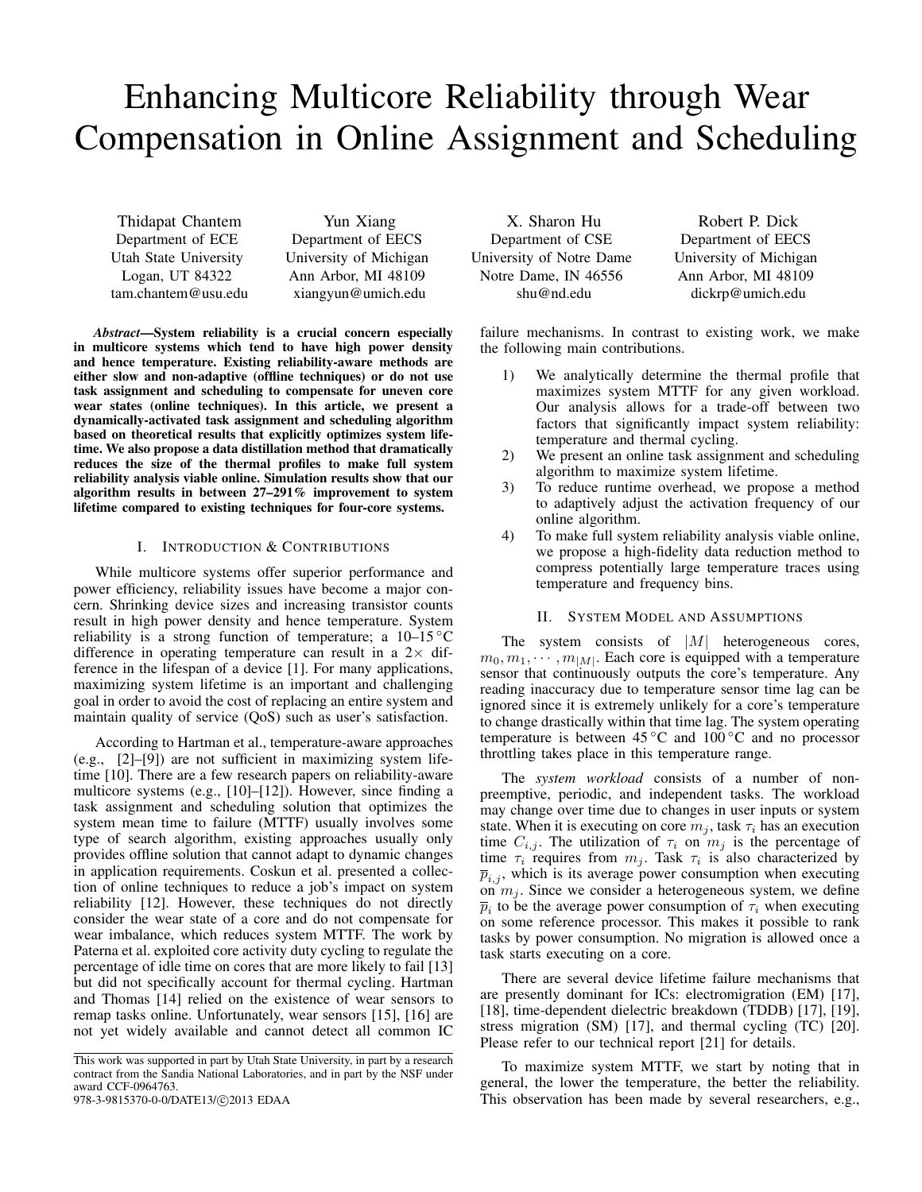# Enhancing Multicore Reliability through Wear Compensation in Online Assignment and Scheduling

Thidapat Chantem
Department of ECE
Utah State University
Logan, UT 84322
tam.chantem@usu.edu

Yun Xiang
Department of EECS
University of Michigan
Ann Arbor, MI 48109
xiangyun@umich.edu

X. Sharon Hu
Department of CSE
University of Notre Dame
Notre Dame, IN 46556
shu@nd.edu

Robert P. Dick
Department of EECS
University of Michigan
Ann Arbor, MI 48109
dickrp@umich.edu

***Abstract*—System reliability is a crucial concern especially in multicore systems which tend to have high power density and hence temperature. Existing reliability-aware methods are either slow and non-adaptive (offline techniques) or do not use task assignment and scheduling to compensate for uneven core wear states (online techniques). In this article, we present a dynamically-activated task assignment and scheduling algorithm based on theoretical results that explicitly optimizes system lifetime. We also propose a data distillation method that dramatically reduces the size of the thermal profiles to make full system reliability analysis viable online. Simulation results show that our algorithm results in between 27–291% improvement to system lifetime compared to existing techniques for four-core systems.**

## I. Introduction & Contributions

While multicore systems offer superior performance and power efficiency, reliability issues have become a major concern. Shrinking device sizes and increasing transistor counts result in high power density and hence temperature. System reliability is a strong function of temperature; a 10–15 °C difference in operating temperature can result in a 2× difference in the lifespan of a device [1]. For many applications, maximizing system lifetime is an important and challenging goal in order to avoid the cost of replacing an entire system and maintain quality of service (QoS) such as user's satisfaction.

According to Hartman et al., temperature-aware approaches (e.g., [2]–[9]) are not sufficient in maximizing system lifetime [10]. There are a few research papers on reliability-aware multicore systems (e.g., [10]–[12]). However, since finding a task assignment and scheduling solution that optimizes the system mean time to failure (MTTF) usually involves some type of search algorithm, existing approaches usually only provides offline solution that cannot adapt to dynamic changes in application requirements. Coskun et al. presented a collection of online techniques to reduce a job's impact on system reliability [12]. However, these techniques do not directly consider the wear state of a core and do not compensate for wear imbalance, which reduces system MTTF. The work by Paterna et al. exploited core activity duty cycling to regulate the percentage of idle time on cores that are more likely to fail [13] but did not specifically account for thermal cycling. Hartman and Thomas [14] relied on the existence of wear sensors to remap tasks online. Unfortunately, wear sensors [15], [16] are not yet widely available and cannot detect all common IC failure mechanisms. In contrast to existing work, we make the following main contributions.

1) We analytically determine the thermal profile that maximizes system MTTF for any given workload. Our analysis allows for a trade-off between two factors that significantly impact system reliability: temperature and thermal cycling.
2) We present an online task assignment and scheduling algorithm to maximize system lifetime.
3) To reduce runtime overhead, we propose a method to adaptively adjust the activation frequency of our online algorithm.
4) To make full system reliability analysis viable online, we propose a high-fidelity data reduction method to compress potentially large temperature traces using temperature and frequency bins.

## II. System Model and Assumptions

The system consists of $|M|$ heterogeneous cores, $m_0, m_1, \cdots, m_{|M|}$. Each core is equipped with a temperature sensor that continuously outputs the core's temperature. Any reading inaccuracy due to temperature sensor time lag can be ignored since it is extremely unlikely for a core's temperature to change drastically within that time lag. The system operating temperature is between 45 °C and 100 °C and no processor throttling takes place in this temperature range.

The *system workload* consists of a number of non-preemptive, periodic, and independent tasks. The workload may change over time due to changes in user inputs or system state. When it is executing on core $m_j$, task $\tau_i$ has an execution time $C_{i,j}$. The utilization of $\tau_i$ on $m_j$ is the percentage of time $\tau_i$ requires from $m_j$. Task $\tau_i$ is also characterized by $\overline{p}_{i,j}$, which is its average power consumption when executing on $m_j$. Since we consider a heterogeneous system, we define $\overline{p}_i$ to be the average power consumption of $\tau_i$ when executing on some reference processor. This makes it possible to rank tasks by power consumption. No migration is allowed once a task starts executing on a core.

There are several device lifetime failure mechanisms that are presently dominant for ICs: electromigration (EM) [17], [18], time-dependent dielectric breakdown (TDDB) [17], [19], stress migration (SM) [17], and thermal cycling (TC) [20]. Please refer to our technical report [21] for details.

To maximize system MTTF, we start by noting that in general, the lower the temperature, the better the reliability. This observation has been made by several researchers, e.g.,

---

This work was supported in part by Utah State University, in part by a research contract from the Sandia National Laboratories, and in part by the NSF under award CCF-0964763.
978-3-9815370-0-0/DATE13/©2013 EDAA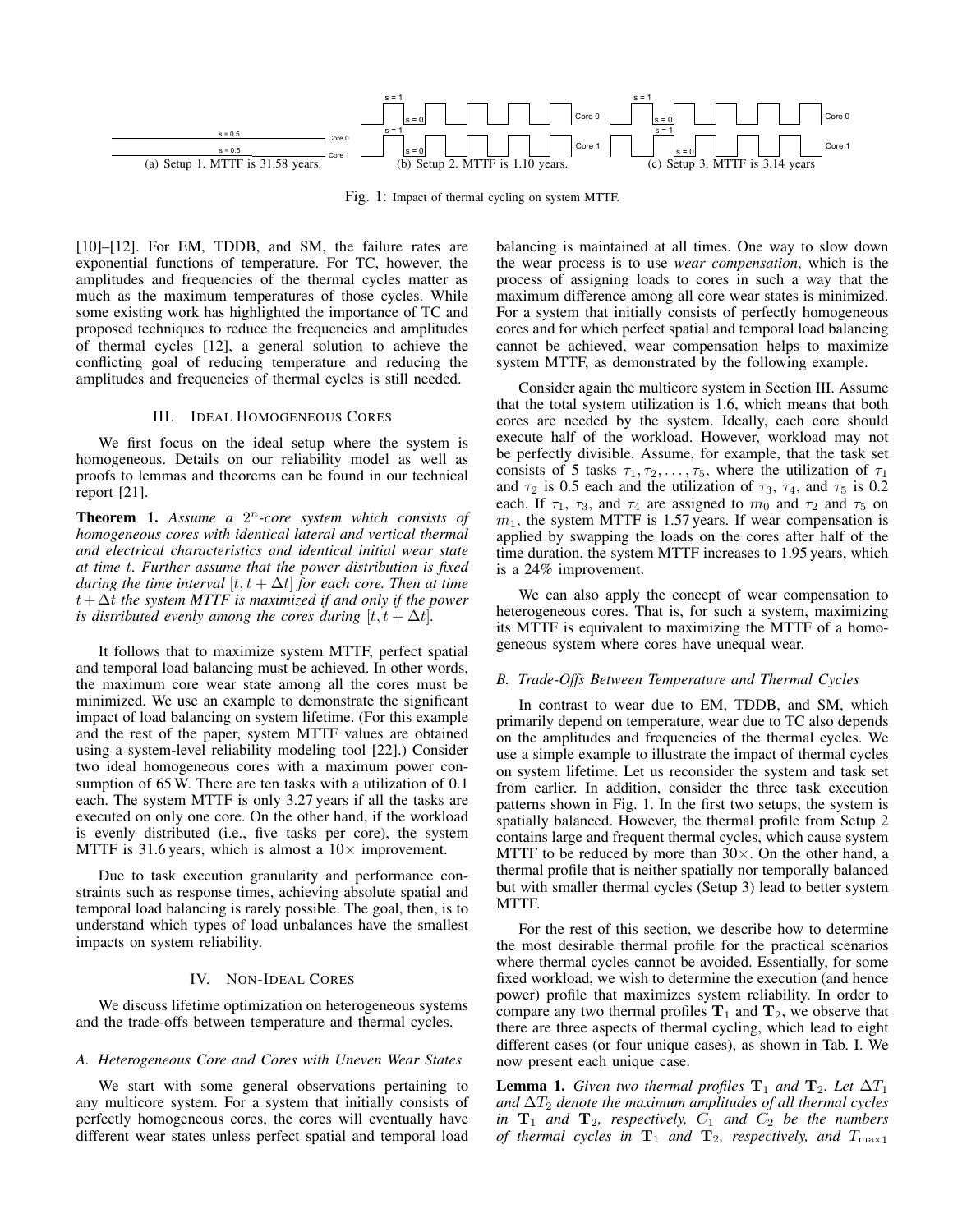Fig. 1: Impact of thermal cycling on system MTTF.

(a) Setup 1. MTTF is 31.58 years. (b) Setup 2. MTTF is 1.10 years. (c) Setup 3. MTTF is 3.14 years

[10]–[12]. For EM, TDDB, and SM, the failure rates are exponential functions of temperature. For TC, however, the amplitudes and frequencies of the thermal cycles matter as much as the maximum temperatures of those cycles. While some existing work has highlighted the importance of TC and proposed techniques to reduce the frequencies and amplitudes of thermal cycles [12], a general solution to achieve the conflicting goal of reducing temperature and reducing the amplitudes and frequencies of thermal cycles is still needed.

## III. Ideal Homogeneous Cores

We first focus on the ideal setup where the system is homogeneous. Details on our reliability model as well as proofs to lemmas and theorems can be found in our technical report [21].

**Theorem 1.** *Assume a $2^n$-core system which consists of homogeneous cores with identical lateral and vertical thermal and electrical characteristics and identical initial wear state at time $t$. Further assume that the power distribution is fixed during the time interval $[t, t + \Delta t]$ for each core. Then at time $t + \Delta t$ the system MTTF is maximized if and only if the power is distributed evenly among the cores during $[t, t + \Delta t]$.*

It follows that to maximize system MTTF, perfect spatial and temporal load balancing must be achieved. In other words, the maximum core wear state among all the cores must be minimized. We use an example to demonstrate the significant impact of load balancing on system lifetime. (For this example and the rest of the paper, system MTTF values are obtained using a system-level reliability modeling tool [22].) Consider two ideal homogeneous cores with a maximum power consumption of 65 W. There are ten tasks with a utilization of 0.1 each. The system MTTF is only 3.27 years if all the tasks are executed on only one core. On the other hand, if the workload is evenly distributed (i.e., five tasks per core), the system MTTF is 31.6 years, which is almost a 10× improvement.

Due to task execution granularity and performance constraints such as response times, achieving absolute spatial and temporal load balancing is rarely possible. The goal, then, is to understand which types of load unbalances have the smallest impacts on system reliability.

## IV. Non-Ideal Cores

We discuss lifetime optimization on heterogeneous systems and the trade-offs between temperature and thermal cycles.

### A. Heterogeneous Core and Cores with Uneven Wear States

We start with some general observations pertaining to any multicore system. For a system that initially consists of perfectly homogeneous cores, the cores will eventually have different wear states unless perfect spatial and temporal load balancing is maintained at all times. One way to slow down the wear process is to use *wear compensation*, which is the process of assigning loads to cores in such a way that the maximum difference among all core wear states is minimized. For a system that initially consists of perfectly homogeneous cores and for which perfect spatial and temporal load balancing cannot be achieved, wear compensation helps to maximize system MTTF, as demonstrated by the following example.

Consider again the multicore system in Section III. Assume that the total system utilization is 1.6, which means that both cores are needed by the system. Ideally, each core should execute half of the workload. However, workload may not be perfectly divisible. Assume, for example, that the task set consists of 5 tasks $\tau_1, \tau_2, \ldots, \tau_5$, where the utilization of $\tau_1$ and $\tau_2$ is 0.5 each and the utilization of $\tau_3$, $\tau_4$, and $\tau_5$ is 0.2 each. If $\tau_1$, $\tau_3$, and $\tau_4$ are assigned to $m_0$ and $\tau_2$ and $\tau_5$ on $m_1$, the system MTTF is 1.57 years. If wear compensation is applied by swapping the loads on the cores after half of the time duration, the system MTTF increases to 1.95 years, which is a 24% improvement.

We can also apply the concept of wear compensation to heterogeneous cores. That is, for such a system, maximizing its MTTF is equivalent to maximizing the MTTF of a homogeneous system where cores have unequal wear.

### B. Trade-Offs Between Temperature and Thermal Cycles

In contrast to wear due to EM, TDDB, and SM, which primarily depend on temperature, wear due to TC also depends on the amplitudes and frequencies of the thermal cycles. We use a simple example to illustrate the impact of thermal cycles on system lifetime. Let us reconsider the system and task set from earlier. In addition, consider the three task execution patterns shown in Fig. 1. In the first two setups, the system is spatially balanced. However, the thermal profile from Setup 2 contains large and frequent thermal cycles, which cause system MTTF to be reduced by more than 30×. On the other hand, a thermal profile that is neither spatially nor temporally balanced but with smaller thermal cycles (Setup 3) lead to better system MTTF.

For the rest of this section, we describe how to determine the most desirable thermal profile for the practical scenarios where thermal cycles cannot be avoided. Essentially, for some fixed workload, we wish to determine the execution (and hence power) profile that maximizes system reliability. In order to compare any two thermal profiles $\mathbf{T}_1$ and $\mathbf{T}_2$, we observe that there are three aspects of thermal cycling, which lead to eight different cases (or four unique cases), as shown in Tab. I. We now present each unique case.

**Lemma 1.** *Given two thermal profiles $\mathbf{T}_1$ and $\mathbf{T}_2$. Let $\Delta T_1$ and $\Delta T_2$ denote the maximum amplitudes of all thermal cycles in $\mathbf{T}_1$ and $\mathbf{T}_2$, respectively, $C_1$ and $C_2$ be the numbers of thermal cycles in $\mathbf{T}_1$ and $\mathbf{T}_2$, respectively, and $T_{\max 1}$*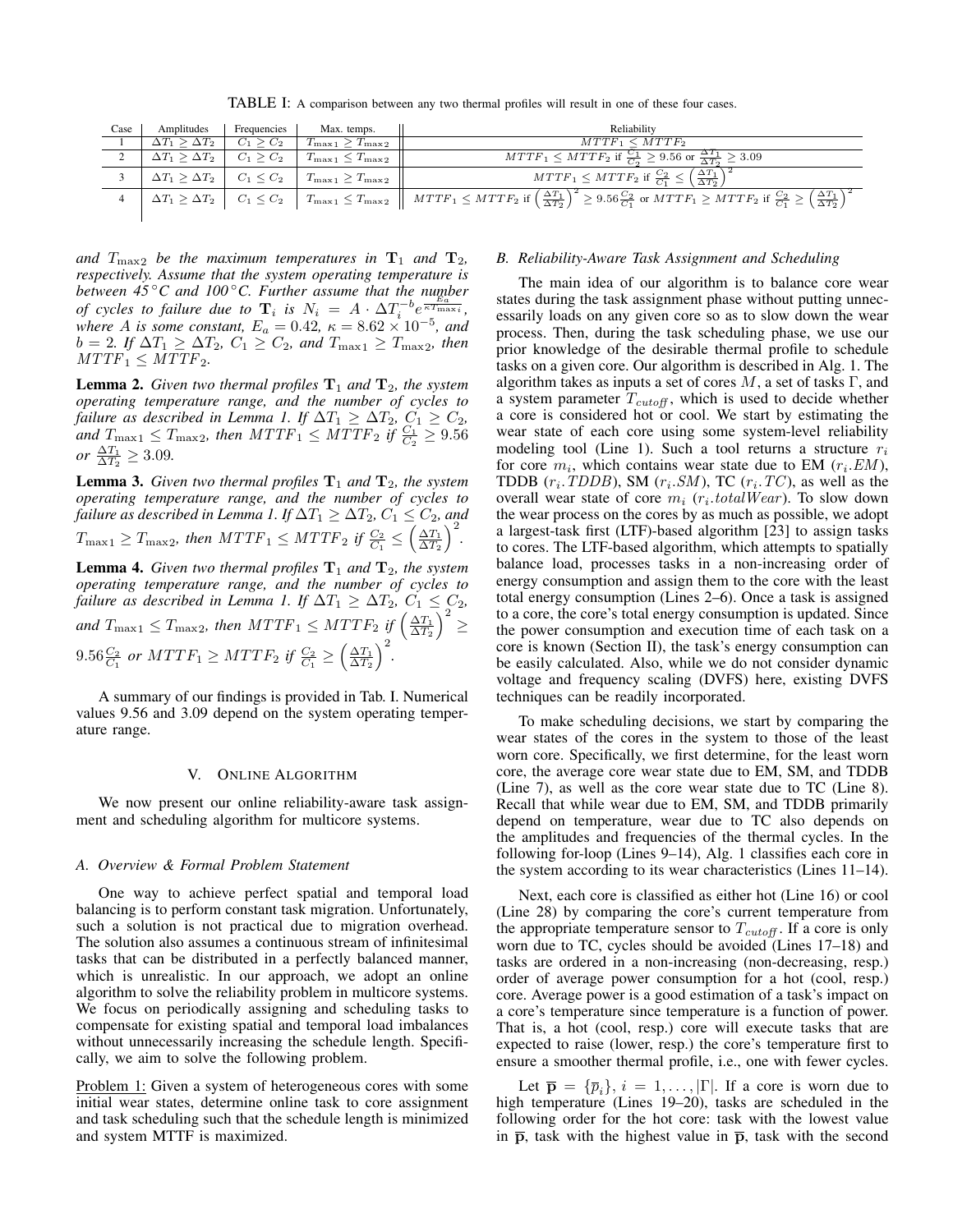TABLE I: A comparison between any two thermal profiles will result in one of these four cases.

| Case | Amplitudes | Frequencies | Max. temps. | Reliability |
|---|---|---|---|---|
| 1 | $\Delta T_1 \geq \Delta T_2$ | $C_1 \geq C_2$ | $T_{\max 1} \geq T_{\max 2}$ | $MTTF_1 \leq MTTF_2$ |
| 2 | $\Delta T_1 \geq \Delta T_2$ | $C_1 \geq C_2$ | $T_{\max 1} \leq T_{\max 2}$ | $MTTF_1 \leq MTTF_2$ if $\frac{C_1}{C_2} \geq 9.56$ or $\frac{\Delta T_1}{\Delta T_2} \geq 3.09$ |
| 3 | $\Delta T_1 \geq \Delta T_2$ | $C_1 \leq C_2$ | $T_{\max 1} \geq T_{\max 2}$ | $MTTF_1 \leq MTTF_2$ if $\frac{C_2}{C_1} \leq \left(\frac{\Delta T_1}{\Delta T_2}\right)^2$ |
| 4 | $\Delta T_1 \geq \Delta T_2$ | $C_1 \leq C_2$ | $T_{\max 1} \leq T_{\max 2}$ | $MTTF_1 \leq MTTF_2$ if $\left(\frac{\Delta T_1}{\Delta T_2}\right)^2 \geq 9.56\frac{C_2}{C_1}$ or $MTTF_1 \geq MTTF_2$ if $\frac{C_2}{C_1} \geq \left(\frac{\Delta T_1}{\Delta T_2}\right)^2$ |

*and $T_{\max 2}$ be the maximum temperatures in $\mathbf{T}_1$ and $\mathbf{T}_2$, respectively. Assume that the system operating temperature is between 45°C and 100°C. Further assume that the number of cycles to failure due to $\mathbf{T}_i$ is $N_i = A \cdot \Delta T_i^{-b} e^{\frac{E_a}{\kappa T_{\max i}}}$, where $A$ is some constant, $E_a = 0.42$, $\kappa = 8.62 \times 10^{-5}$, and $b = 2$. If $\Delta T_1 \geq \Delta T_2$, $C_1 \geq C_2$, and $T_{\max 1} \geq T_{\max 2}$, then $MTTF_1 \leq MTTF_2$.*

**Lemma 2.** *Given two thermal profiles $\mathbf{T}_1$ and $\mathbf{T}_2$, the system operating temperature range, and the number of cycles to failure as described in Lemma 1. If $\Delta T_1 \geq \Delta T_2$, $C_1 \geq C_2$, and $T_{\max 1} \leq T_{\max 2}$, then $MTTF_1 \leq MTTF_2$ if $\frac{C_1}{C_2} \geq 9.56$ or $\frac{\Delta T_1}{\Delta T_2} \geq 3.09$.*

**Lemma 3.** *Given two thermal profiles $\mathbf{T}_1$ and $\mathbf{T}_2$, the system operating temperature range, and the number of cycles to failure as described in Lemma 1. If $\Delta T_1 \geq \Delta T_2$, $C_1 \leq C_2$, and $T_{\max 1} \geq T_{\max 2}$, then $MTTF_1 \leq MTTF_2$ if $\frac{C_2}{C_1} \leq \left(\frac{\Delta T_1}{\Delta T_2}\right)^2$.*

**Lemma 4.** *Given two thermal profiles $\mathbf{T}_1$ and $\mathbf{T}_2$, the system operating temperature range, and the number of cycles to failure as described in Lemma 1. If $\Delta T_1 \geq \Delta T_2$, $C_1 \leq C_2$, and $T_{\max 1} \leq T_{\max 2}$, then $MTTF_1 \leq MTTF_2$ if $\left(\frac{\Delta T_1}{\Delta T_2}\right)^2 \geq 9.56\frac{C_2}{C_1}$ or $MTTF_1 \geq MTTF_2$ if $\frac{C_2}{C_1} \geq \left(\frac{\Delta T_1}{\Delta T_2}\right)^2$.*

A summary of our findings is provided in Tab. I. Numerical values 9.56 and 3.09 depend on the system operating temperature range.

## V. Online Algorithm

We now present our online reliability-aware task assignment and scheduling algorithm for multicore systems.

### A. Overview & Formal Problem Statement

One way to achieve perfect spatial and temporal load balancing is to perform constant task migration. Unfortunately, such a solution is not practical due to migration overhead. The solution also assumes a continuous stream of infinitesimal tasks that can be distributed in a perfectly balanced manner, which is unrealistic. In our approach, we adopt an online algorithm to solve the reliability problem in multicore systems. We focus on periodically assigning and scheduling tasks to compensate for existing spatial and temporal load imbalances without unnecessarily increasing the schedule length. Specifically, we aim to solve the following problem.

Problem 1: Given a system of heterogeneous cores with some initial wear states, determine online task to core assignment and task scheduling such that the schedule length is minimized and system MTTF is maximized.

### B. Reliability-Aware Task Assignment and Scheduling

The main idea of our algorithm is to balance core wear states during the task assignment phase without putting unnecessarily loads on any given core so as to slow down the wear process. Then, during the task scheduling phase, we use our prior knowledge of the desirable thermal profile to schedule tasks on a given core. Our algorithm is described in Alg. 1. The algorithm takes as inputs a set of cores $M$, a set of tasks $\Gamma$, and a system parameter $T_{cutoff}$, which is used to decide whether a core is considered hot or cool. We start by estimating the wear state of each core using some system-level reliability modeling tool (Line 1). Such a tool returns a structure $r_i$ for core $m_i$, which contains wear state due to EM ($r_i.EM$), TDDB ($r_i.TDDB$), SM ($r_i.SM$), TC ($r_i.TC$), as well as the overall wear state of core $m_i$ ($r_i.totalWear$). To slow down the wear process on the cores by as much as possible, we adopt a largest-task first (LTF)-based algorithm [23] to assign tasks to cores. The LTF-based algorithm, which attempts to spatially balance load, processes tasks in a non-increasing order of energy consumption and assign them to the core with the least total energy consumption (Lines 2–6). Once a task is assigned to a core, the core's total energy consumption is updated. Since the power consumption and execution time of each task on a core is known (Section II), the task's energy consumption can be easily calculated. Also, while we do not consider dynamic voltage and frequency scaling (DVFS) here, existing DVFS techniques can be readily incorporated.

To make scheduling decisions, we start by comparing the wear states of the cores in the system to those of the least worn core. Specifically, we first determine, for the least worn core, the average core wear state due to EM, SM, and TDDB (Line 7), as well as the core wear state due to TC (Line 8). Recall that while wear due to EM, SM, and TDDB primarily depend on temperature, wear due to TC also depends on the amplitudes and frequencies of the thermal cycles. In the following for-loop (Lines 9–14), Alg. 1 classifies each core in the system according to its wear characteristics (Lines 11–14).

Next, each core is classified as either hot (Line 16) or cool (Line 28) by comparing the core's current temperature from the appropriate temperature sensor to $T_{cutoff}$. If a core is only worn due to TC, cycles should be avoided (Lines 17–18) and tasks are ordered in a non-increasing (non-decreasing, resp.) order of average power consumption for a hot (cool, resp.) core. Average power is a good estimation of a task's impact on a core's temperature since temperature is a function of power. That is, a hot (cool, resp.) core will execute tasks that are expected to raise (lower, resp.) the core's temperature first to ensure a smoother thermal profile, i.e., one with fewer cycles.

Let $\overline{\mathbf{p}} = \{\overline{p}_i\}$, $i = 1, \ldots, |\Gamma|$. If a core is worn due to high temperature (Lines 19–20), tasks are scheduled in the following order for the hot core: task with the lowest value in $\overline{\mathbf{p}}$, task with the highest value in $\overline{\mathbf{p}}$, task with the second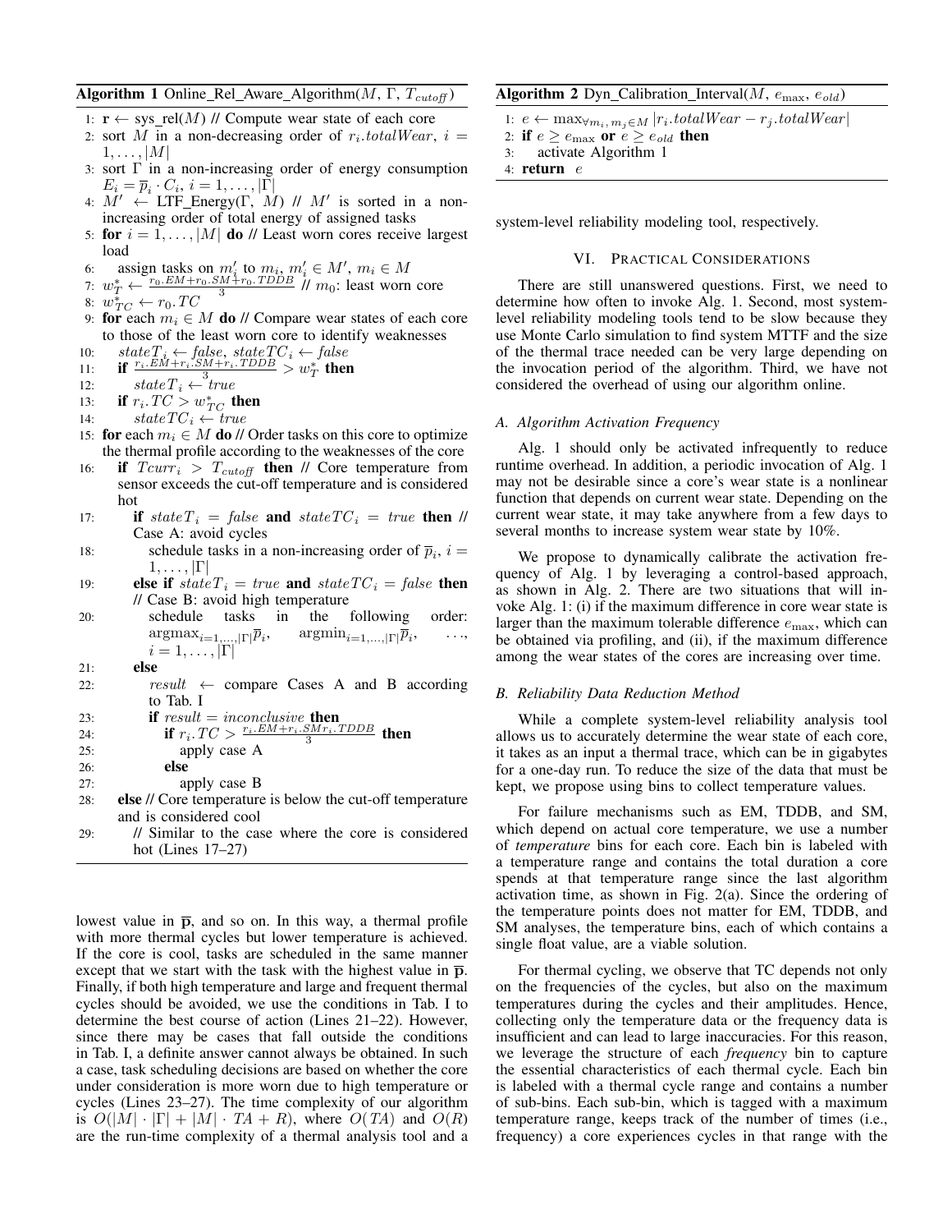**Algorithm 1** Online_Rel_Aware_Algorithm($M$, $\Gamma$, $T_{cutoff}$)

```
1: r ← sys_rel(M) // Compute wear state of each core
2: sort M in a non-decreasing order of r_i.totalWear, i = 1,...,|M|
3: sort Γ in a non-increasing order of energy consumption E_i = p̄_i · C_i, i = 1,...,|Γ|
4: M' ← LTF_Energy(Γ, M) // M' is sorted in a non-increasing order of total energy of assigned tasks
5: for i = 1,...,|M| do // Least worn cores receive largest load
6:    assign tasks on m'_i to m_i, m'_i ∈ M', m_i ∈ M
7: w*_T ← (r_0.EM + r_0.SM + r_0.TDDB) / 3 // m_0: least worn core
8: w*_TC ← r_0.TC
9: for each m_i ∈ M do // Compare wear states of each core to those of the least worn core to identify weaknesses
10:    stateT_i ← false, stateTC_i ← false
11:    if (r_i.EM + r_i.SM + r_i.TDDB) / 3 > w*_T then
12:       stateT_i ← true
13:    if r_i.TC > w*_TC then
14:       stateTC_i ← true
15: for each m_i ∈ M do // Order tasks on this core to optimize the thermal profile according to the weaknesses of the core
16:    if Tcurr_i > T_cutoff then // Core temperature from sensor exceeds the cut-off temperature and is considered hot
17:       if stateT_i = false and stateTC_i = true then // Case A: avoid cycles
18:          schedule tasks in a non-increasing order of p̄_i, i = 1,...,|Γ|
19:       else if stateT_i = true and stateTC_i = false then // Case B: avoid high temperature
20:          schedule tasks in the following order: argmax_{i=1,...,|Γ|} p̄_i, argmin_{i=1,...,|Γ|} p̄_i, ..., i = 1,...,|Γ|
21:       else
22:          result ← compare Cases A and B according to Tab. I
23:          if result = inconclusive then
24:             if r_i.TC > (r_i.EM + r_i.SM r_i.TDDB) / 3 then
25:                apply case A
26:             else
27:                apply case B
28:    else // Core temperature is below the cut-off temperature and is considered cool
29:       // Similar to the case where the core is considered hot (Lines 17–27)
```

lowest value in $\overline{\mathbf{p}}$, and so on. In this way, a thermal profile with more thermal cycles but lower temperature is achieved. If the core is cool, tasks are scheduled in the same manner except that we start with the task with the highest value in $\overline{\mathbf{p}}$. Finally, if both high temperature and large and frequent thermal cycles should be avoided, we use the conditions in Tab. I to determine the best course of action (Lines 21–22). However, since there may be cases that fall outside the conditions in Tab. I, a definite answer cannot always be obtained. In such a case, task scheduling decisions are based on whether the core under consideration is more worn due to high temperature or cycles (Lines 23–27). The time complexity of our algorithm is $O(|M| \cdot |\Gamma| + |M| \cdot TA + R)$, where $O(TA)$ and $O(R)$ are the run-time complexity of a thermal analysis tool and a system-level reliability modeling tool, respectively.

**Algorithm 2** Dyn_Calibration_Interval($M$, $e_{\max}$, $e_{old}$)

```
1: e ← max_{∀ m_i, m_j ∈ M} |r_i.totalWear − r_j.totalWear|
2: if e ≥ e_max or e ≥ e_old then
3:    activate Algorithm 1
4: return e
```

## VI. Practical Considerations

There are still unanswered questions. First, we need to determine how often to invoke Alg. 1. Second, most system-level reliability modeling tools tend to be slow because they use Monte Carlo simulation to find system MTTF and the size of the thermal trace needed can be very large depending on the invocation period of the algorithm. Third, we have not considered the overhead of using our algorithm online.

### A. Algorithm Activation Frequency

Alg. 1 should only be activated infrequently to reduce runtime overhead. In addition, a periodic invocation of Alg. 1 may not be desirable since a core's wear state is a nonlinear function that depends on current wear state. Depending on the current wear state, it may take anywhere from a few days to several months to increase system wear state by 10%.

We propose to dynamically calibrate the activation frequency of Alg. 1 by leveraging a control-based approach, as shown in Alg. 2. There are two situations that will invoke Alg. 1: (i) if the maximum difference in core wear state is larger than the maximum tolerable difference $e_{\max}$, which can be obtained via profiling, and (ii), if the maximum difference among the wear states of the cores are increasing over time.

### B. Reliability Data Reduction Method

While a complete system-level reliability analysis tool allows us to accurately determine the wear state of each core, it takes as an input a thermal trace, which can be in gigabytes for a one-day run. To reduce the size of the data that must be kept, we propose using bins to collect temperature values.

For failure mechanisms such as EM, TDDB, and SM, which depend on actual core temperature, we use a number of *temperature* bins for each core. Each bin is labeled with a temperature range and contains the total duration a core spends at that temperature range since the last algorithm activation time, as shown in Fig. 2(a). Since the ordering of the temperature points does not matter for EM, TDDB, and SM analyses, the temperature bins, each of which contains a single float value, are a viable solution.

For thermal cycling, we observe that TC depends not only on the frequencies of the cycles, but also on the maximum temperatures during the cycles and their amplitudes. Hence, collecting only the temperature data or the frequency data is insufficient and can lead to large inaccuracies. For this reason, we leverage the structure of each *frequency* bin to capture the essential characteristics of each thermal cycle. Each bin is labeled with a thermal cycle range and contains a number of sub-bins. Each sub-bin, which is tagged with a maximum temperature range, keeps track of the number of times (i.e., frequency) a core experiences cycles in that range with the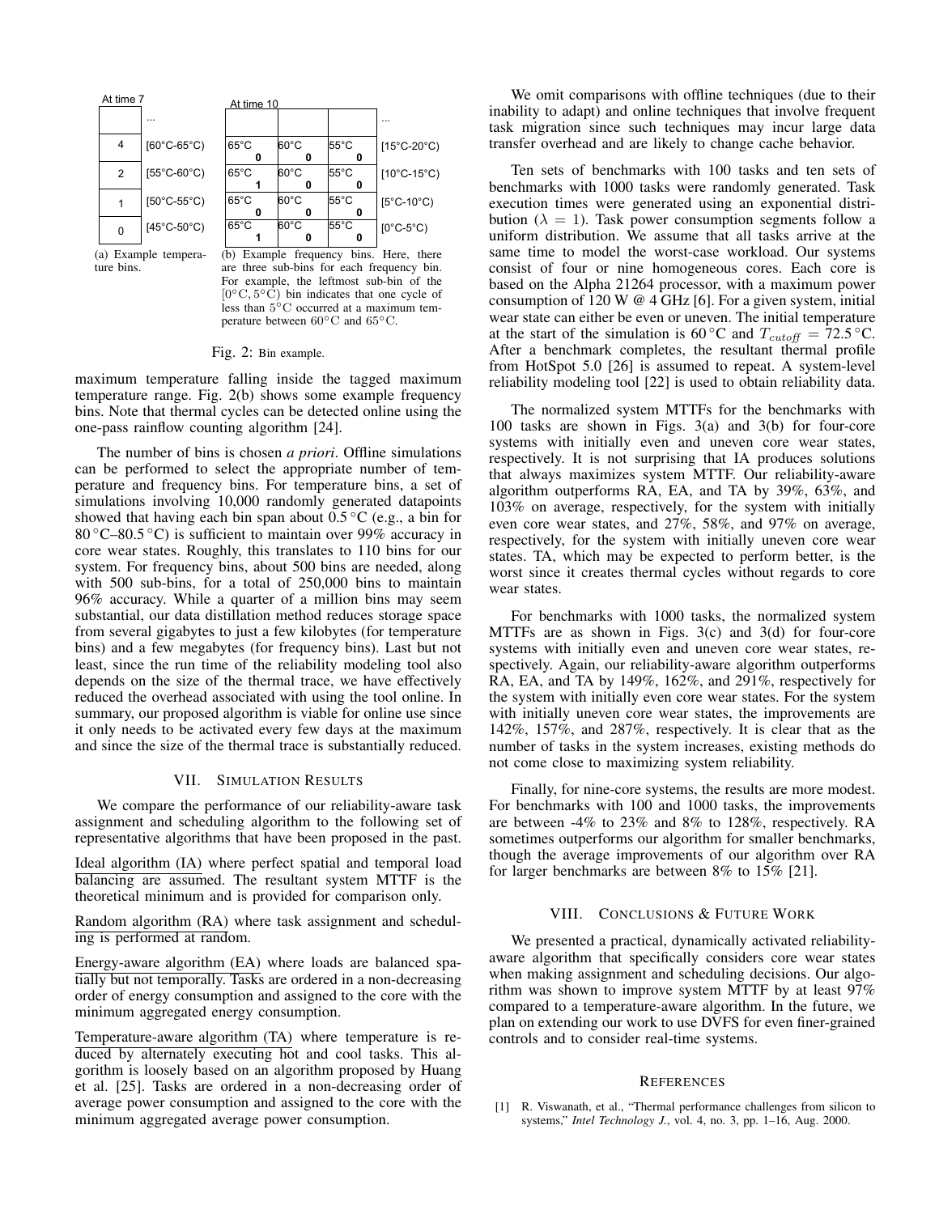At time 7

| | |
|---|---|
| | ... |
| 4 | [60°C-65°C) |
| 2 | [55°C-60°C) |
| 1 | [50°C-55°C) |
| 0 | [45°C-50°C) |

(a) Example temperature bins.

At time 10

| | | | |
|---|---|---|---|
| | | | ... |
| 65°C 0 | 60°C 0 | 55°C 0 | [15°C-20°C) |
| 65°C 1 | 60°C 0 | 55°C 0 | [10°C-15°C) |
| 65°C 0 | 60°C 0 | 55°C 0 | [5°C-10°C) |
| 65°C 1 | 60°C 0 | 55°C 0 | [0°C-5°C) |

(b) Example frequency bins. Here, there are three sub-bins for each frequency bin. For example, the leftmost sub-bin of the $[0^\circ\mathrm{C}, 5^\circ\mathrm{C})$ bin indicates that one cycle of less than $5^\circ\mathrm{C}$ occurred at a maximum temperature between $60^\circ\mathrm{C}$ and $65^\circ\mathrm{C}$.

Fig. 2: Bin example.

maximum temperature falling inside the tagged maximum temperature range. Fig. 2(b) shows some example frequency bins. Note that thermal cycles can be detected online using the one-pass rainflow counting algorithm [24].

The number of bins is chosen *a priori*. Offline simulations can be performed to select the appropriate number of temperature and frequency bins. For temperature bins, a set of simulations involving 10,000 randomly generated datapoints showed that having each bin span about $0.5\,^\circ\mathrm{C}$ (e.g., a bin for $80\,^\circ\mathrm{C}$–$80.5\,^\circ\mathrm{C}$) is sufficient to maintain over 99% accuracy in core wear states. Roughly, this translates to 110 bins for our system. For frequency bins, about 500 bins are needed, along with 500 sub-bins, for a total of 250,000 bins to maintain 96% accuracy. While a quarter of a million bins may seem substantial, our data distillation method reduces storage space from several gigabytes to just a few kilobytes (for temperature bins) and a few megabytes (for frequency bins). Last but not least, since the run time of the reliability modeling tool also depends on the size of the thermal trace, we have effectively reduced the overhead associated with using the tool online. In summary, our proposed algorithm is viable for online use since it only needs to be activated every few days at the maximum and since the size of the thermal trace is substantially reduced.

## VII. Simulation Results

We compare the performance of our reliability-aware task assignment and scheduling algorithm to the following set of representative algorithms that have been proposed in the past.

Ideal algorithm (IA) where perfect spatial and temporal load balancing are assumed. The resultant system MTTF is the theoretical minimum and is provided for comparison only.

Random algorithm (RA) where task assignment and scheduling is performed at random.

Energy-aware algorithm (EA) where loads are balanced spatially but not temporally. Tasks are ordered in a non-decreasing order of energy consumption and assigned to the core with the minimum aggregated energy consumption.

Temperature-aware algorithm (TA) where temperature is reduced by alternately executing hot and cool tasks. This algorithm is loosely based on an algorithm proposed by Huang et al. [25]. Tasks are ordered in a non-decreasing order of average power consumption and assigned to the core with the minimum aggregated average power consumption.

We omit comparisons with offline techniques (due to their inability to adapt) and online techniques that involve frequent task migration since such techniques may incur large data transfer overhead and are likely to change cache behavior.

Ten sets of benchmarks with 100 tasks and ten sets of benchmarks with 1000 tasks were randomly generated. Task execution times were generated using an exponential distribution ($\lambda = 1$). Task power consumption segments follow a uniform distribution. We assume that all tasks arrive at the same time to model the worst-case workload. Our systems consist of four or nine homogeneous cores. Each core is based on the Alpha 21264 processor, with a maximum power consumption of 120 W @ 4 GHz [6]. For a given system, initial wear state can either be even or uneven. The initial temperature at the start of the simulation is $60\,^\circ\mathrm{C}$ and $T_{cutoff} = 72.5\,^\circ\mathrm{C}$. After a benchmark completes, the resultant thermal profile from HotSpot 5.0 [26] is assumed to repeat. A system-level reliability modeling tool [22] is used to obtain reliability data.

The normalized system MTTFs for the benchmarks with 100 tasks are shown in Figs. 3(a) and 3(b) for four-core systems with initially even and uneven core wear states, respectively. It is not surprising that IA produces solutions that always maximizes system MTTF. Our reliability-aware algorithm outperforms RA, EA, and TA by 39%, 63%, and 103% on average, respectively, for the system with initially even core wear states, and 27%, 58%, and 97% on average, respectively, for the system with initially uneven core wear states. TA, which may be expected to perform better, is the worst since it creates thermal cycles without regards to core wear states.

For benchmarks with 1000 tasks, the normalized system MTTFs are as shown in Figs. 3(c) and 3(d) for four-core systems with initially even and uneven core wear states, respectively. Again, our reliability-aware algorithm outperforms RA, EA, and TA by 149%, 162%, and 291%, respectively for the system with initially even core wear states. For the system with initially uneven core wear states, the improvements are 142%, 157%, and 287%, respectively. It is clear that as the number of tasks in the system increases, existing methods do not come close to maximizing system reliability.

Finally, for nine-core systems, the results are more modest. For benchmarks with 100 and 1000 tasks, the improvements are between -4% to 23% and 8% to 128%, respectively. RA sometimes outperforms our algorithm for smaller benchmarks, though the average improvements of our algorithm over RA for larger benchmarks are between 8% to 15% [21].

## VIII. Conclusions & Future Work

We presented a practical, dynamically activated reliability-aware algorithm that specifically considers core wear states when making assignment and scheduling decisions. Our algorithm was shown to improve system MTTF by at least 97% compared to a temperature-aware algorithm. In the future, we plan on extending our work to use DVFS for even finer-grained controls and to consider real-time systems.

## References

[1] R. Viswanath, et al., "Thermal performance challenges from silicon to systems," *Intel Technology J.*, vol. 4, no. 3, pp. 1–16, Aug. 2000.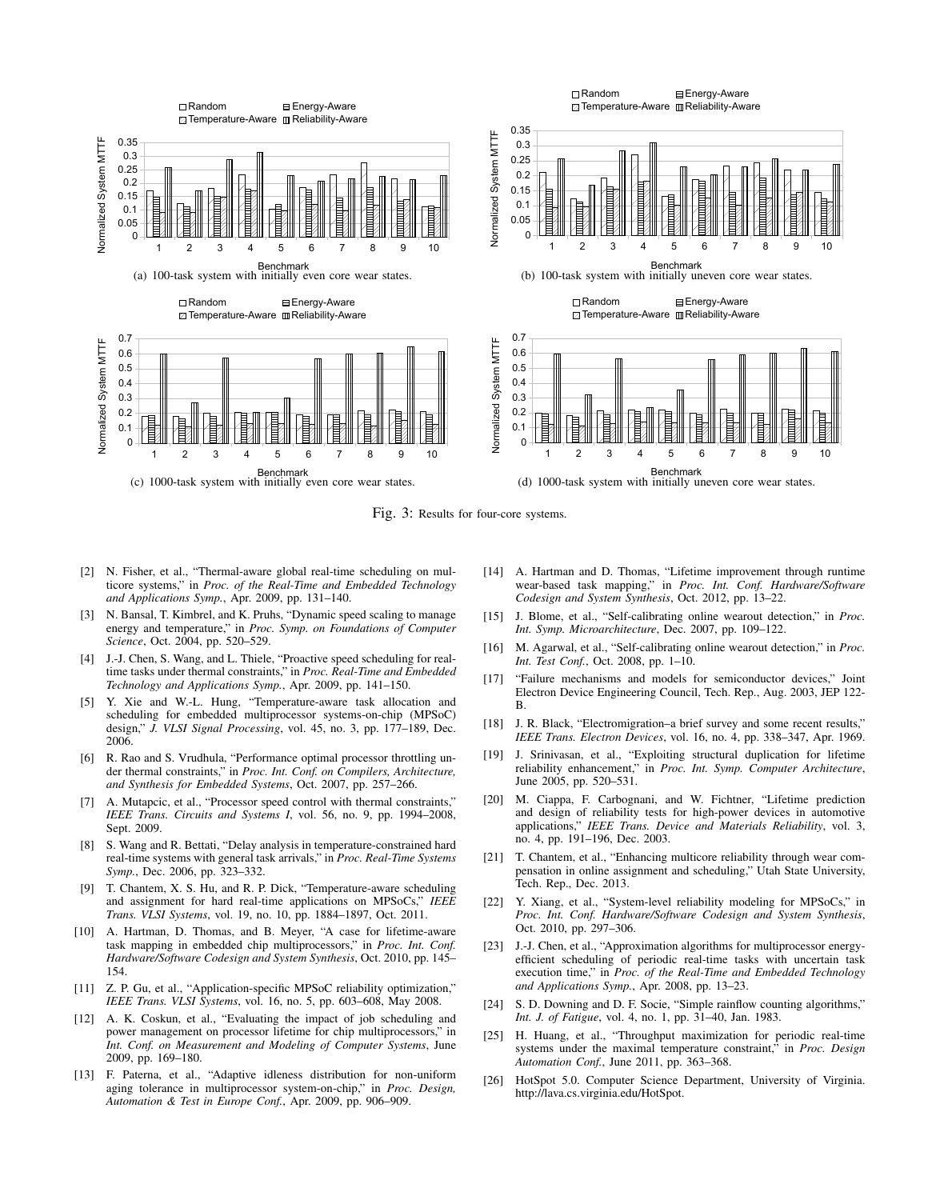□ Random ⊟ Energy-Aware
▨ Temperature-Aware ▥ Reliability-Aware

Normalized System MTTF

0.35
0.3
0.25
0.2
0.15
0.1
0.05
0

1 2 3 4 5 6 7 8 9 10

Benchmark

(a) 100-task system with initially even core wear states.

□ Random ⊟ Energy-Aware
▨ Temperature-Aware ▥ Reliability-Aware

Normalized System MTTF

0.35
0.3
0.25
0.2
0.15
0.1
0.05
0

1 2 3 4 5 6 7 8 9 10

Benchmark

(b) 100-task system with initially uneven core wear states.

□ Random ⊟ Energy-Aware
▨ Temperature-Aware ▥ Reliability-Aware

Normalized System MTTF

0.7
0.6
0.5
0.4
0.3
0.2
0.1
0

1 2 3 4 5 6 7 8 9 10

Benchmark

(c) 1000-task system with initially even core wear states.

□ Random ⊟ Energy-Aware
▨ Temperature-Aware ▥ Reliability-Aware

Normalized System MTTF

0.7
0.6
0.5
0.4
0.3
0.2
0.1
0

1 2 3 4 5 6 7 8 9 10

Benchmark

(d) 1000-task system with initially uneven core wear states.

Fig. 3: Results for four-core systems.

[2] N. Fisher, et al., "Thermal-aware global real-time scheduling on multicore systems," in *Proc. of the Real-Time and Embedded Technology and Applications Symp.*, Apr. 2009, pp. 131–140.

[3] N. Bansal, T. Kimbrel, and K. Pruhs, "Dynamic speed scaling to manage energy and temperature," in *Proc. Symp. on Foundations of Computer Science*, Oct. 2004, pp. 520–529.

[4] J.-J. Chen, S. Wang, and L. Thiele, "Proactive speed scheduling for real-time tasks under thermal constraints," in *Proc. Real-Time and Embedded Technology and Applications Symp.*, Apr. 2009, pp. 141–150.

[5] Y. Xie and W.-L. Hung, "Temperature-aware task allocation and scheduling for embedded multiprocessor systems-on-chip (MPSoC) design," *J. VLSI Signal Processing*, vol. 45, no. 3, pp. 177–189, Dec. 2006.

[6] R. Rao and S. Vrudhula, "Performance optimal processor throttling under thermal constraints," in *Proc. Int. Conf. on Compilers, Architecture, and Synthesis for Embedded Systems*, Oct. 2007, pp. 257–266.

[7] A. Mutapcic, et al., "Processor speed control with thermal constraints," *IEEE Trans. Circuits and Systems I*, vol. 56, no. 9, pp. 1994–2008, Sept. 2009.

[8] S. Wang and R. Bettati, "Delay analysis in temperature-constrained hard real-time systems with general task arrivals," in *Proc. Real-Time Systems Symp.*, Dec. 2006, pp. 323–332.

[9] T. Chantem, X. S. Hu, and R. P. Dick, "Temperature-aware scheduling and assignment for hard real-time applications on MPSoCs," *IEEE Trans. VLSI Systems*, vol. 19, no. 10, pp. 1884–1897, Oct. 2011.

[10] A. Hartman, D. Thomas, and B. Meyer, "A case for lifetime-aware task mapping in embedded chip multiprocessors," in *Proc. Int. Conf. Hardware/Software Codesign and System Synthesis*, Oct. 2010, pp. 145–154.

[11] Z. P. Gu, et al., "Application-specific MPSoC reliability optimization," *IEEE Trans. VLSI Systems*, vol. 16, no. 5, pp. 603–608, May 2008.

[12] A. K. Coskun, et al., "Evaluating the impact of job scheduling and power management on processor lifetime for chip multiprocessors," in *Int. Conf. on Measurement and Modeling of Computer Systems*, June 2009, pp. 169–180.

[13] F. Paterna, et al., "Adaptive idleness distribution for non-uniform aging tolerance in multiprocessor system-on-chip," in *Proc. Design, Automation & Test in Europe Conf.*, Apr. 2009, pp. 906–909.

[14] A. Hartman and D. Thomas, "Lifetime improvement through runtime wear-based task mapping," in *Proc. Int. Conf. Hardware/Software Codesign and System Synthesis*, Oct. 2012, pp. 13–22.

[15] J. Blome, et al., "Self-calibrating online wearout detection," in *Proc. Int. Symp. Microarchitecture*, Dec. 2007, pp. 109–122.

[16] M. Agarwal, et al., "Self-calibrating online wearout detection," in *Proc. Int. Test Conf.*, Oct. 2008, pp. 1–10.

[17] "Failure mechanisms and models for semiconductor devices," Joint Electron Device Engineering Council, Tech. Rep., Aug. 2003, JEP 122-B.

[18] J. R. Black, "Electromigration–a brief survey and some recent results," *IEEE Trans. Electron Devices*, vol. 16, no. 4, pp. 338–347, Apr. 1969.

[19] J. Srinivasan, et al., "Exploiting structural duplication for lifetime reliability enhancement," in *Proc. Int. Symp. Computer Architecture*, June 2005, pp. 520–531.

[20] M. Ciappa, F. Carbognani, and W. Fichtner, "Lifetime prediction and design of reliability tests for high-power devices in automotive applications," *IEEE Trans. Device and Materials Reliability*, vol. 3, no. 4, pp. 191–196, Dec. 2003.

[21] T. Chantem, et al., "Enhancing multicore reliability through wear compensation in online assignment and scheduling," Utah State University, Tech. Rep., Dec. 2013.

[22] Y. Xiang, et al., "System-level reliability modeling for MPSoCs," in *Proc. Int. Conf. Hardware/Software Codesign and System Synthesis*, Oct. 2010, pp. 297–306.

[23] J.-J. Chen, et al., "Approximation algorithms for multiprocessor energy-efficient scheduling of periodic real-time tasks with uncertain task execution time," in *Proc. of the Real-Time and Embedded Technology and Applications Symp.*, Apr. 2008, pp. 13–23.

[24] S. D. Downing and D. F. Socie, "Simple rainflow counting algorithms," *Int. J. of Fatigue*, vol. 4, no. 1, pp. 31–40, Jan. 1983.

[25] H. Huang, et al., "Throughput maximization for periodic real-time systems under the maximal temperature constraint," in *Proc. Design Automation Conf.*, June 2011, pp. 363–368.

[26] HotSpot 5.0. Computer Science Department, University of Virginia. http://lava.cs.virginia.edu/HotSpot.